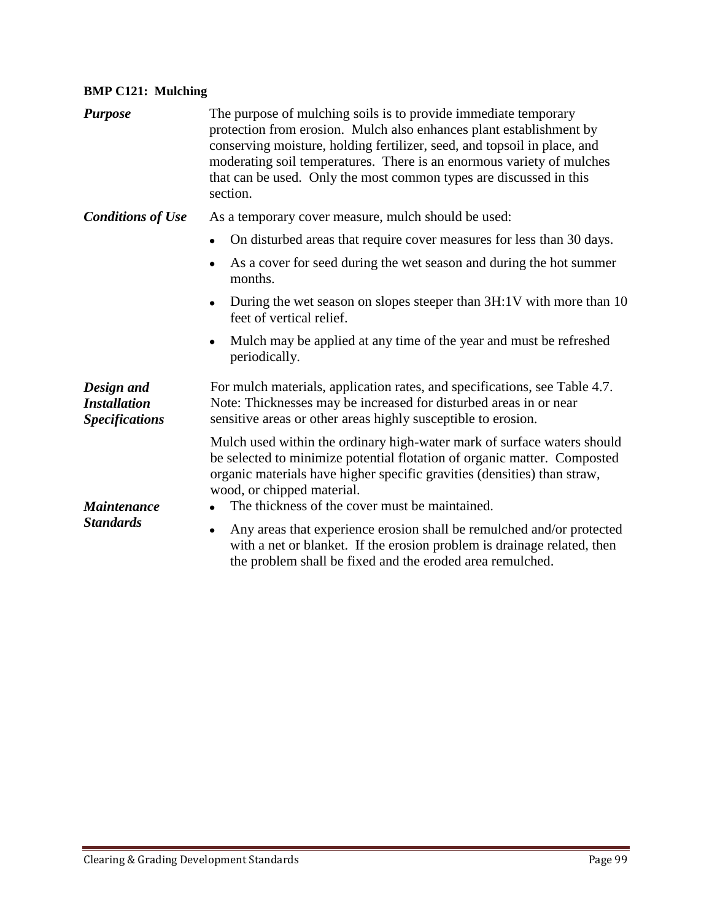### BMP C121: Mulching

***Purpose***

The purpose of mulching soils is to provide immediate temporary protection from erosion. Mulch also enhances plant establishment by conserving moisture, holding fertilizer, seed, and topsoil in place, and moderating soil temperatures. There is an enormous variety of mulches that can be used. Only the most common types are discussed in this section.

***Conditions of Use***

As a temporary cover measure, mulch should be used:

- On disturbed areas that require cover measures for less than 30 days.
- As a cover for seed during the wet season and during the hot summer months.
- During the wet season on slopes steeper than 3H:1V with more than 10 feet of vertical relief.
- Mulch may be applied at any time of the year and must be refreshed periodically.

***Design and Installation Specifications***

For mulch materials, application rates, and specifications, see Table 4.7. Note: Thicknesses may be increased for disturbed areas in or near sensitive areas or other areas highly susceptible to erosion.

Mulch used within the ordinary high-water mark of surface waters should be selected to minimize potential flotation of organic matter. Composted organic materials have higher specific gravities (densities) than straw, wood, or chipped material.

***Maintenance Standards***

- The thickness of the cover must be maintained.
- Any areas that experience erosion shall be remulched and/or protected with a net or blanket. If the erosion problem is drainage related, then the problem shall be fixed and the eroded area remulched.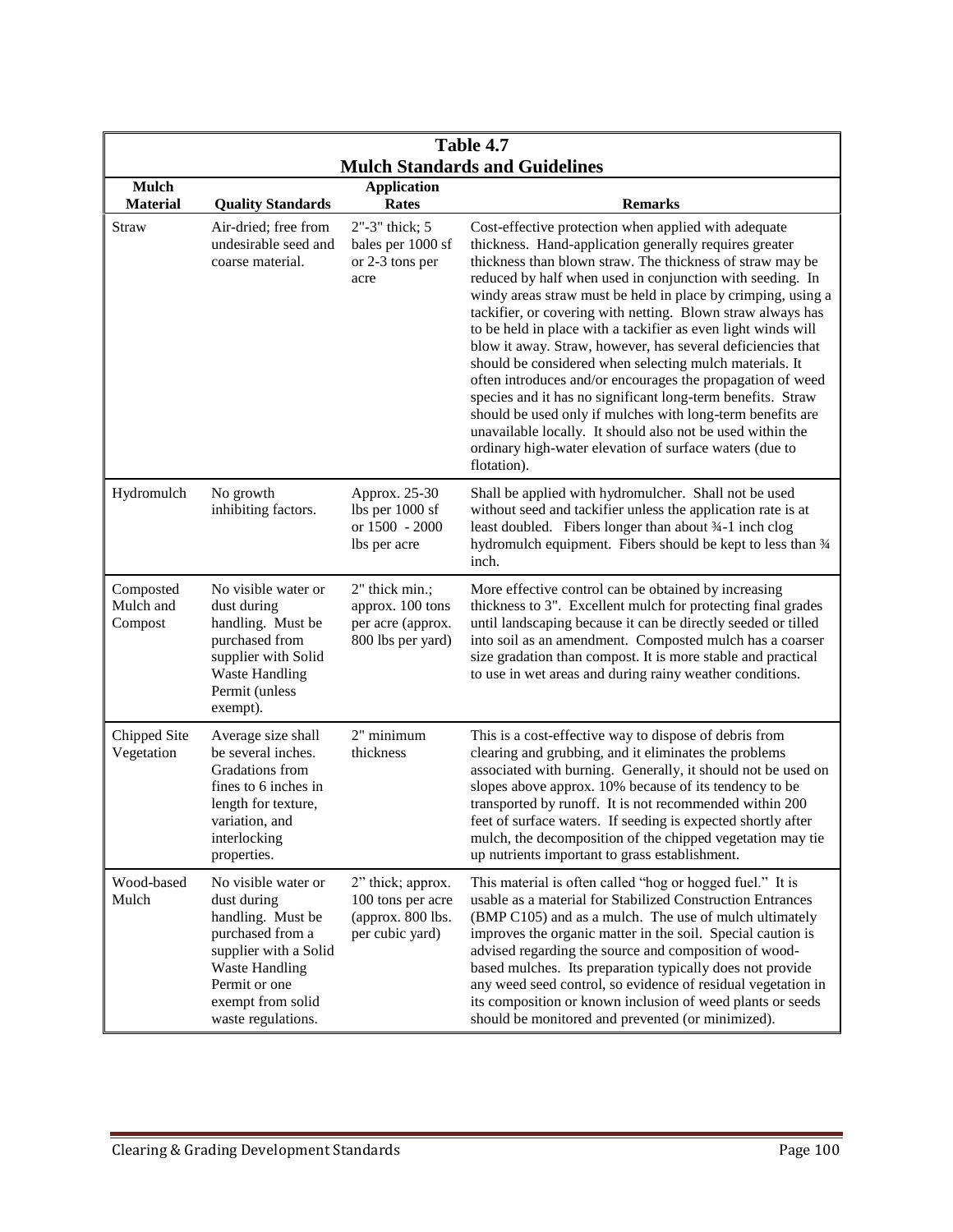**Table 4.7**
**Mulch Standards and Guidelines**

| Mulch Material | Quality Standards | Application Rates | Remarks |
|---|---|---|---|
| Straw | Air-dried; free from undesirable seed and coarse material. | 2"-3" thick; 5 bales per 1000 sf or 2-3 tons per acre | Cost-effective protection when applied with adequate thickness. Hand-application generally requires greater thickness than blown straw. The thickness of straw may be reduced by half when used in conjunction with seeding. In windy areas straw must be held in place by crimping, using a tackifier, or covering with netting. Blown straw always has to be held in place with a tackifier as even light winds will blow it away. Straw, however, has several deficiencies that should be considered when selecting mulch materials. It often introduces and/or encourages the propagation of weed species and it has no significant long-term benefits. Straw should be used only if mulches with long-term benefits are unavailable locally. It should also not be used within the ordinary high-water elevation of surface waters (due to flotation). |
| Hydromulch | No growth inhibiting factors. | Approx. 25-30 lbs per 1000 sf or 1500 - 2000 lbs per acre | Shall be applied with hydromulcher. Shall not be used without seed and tackifier unless the application rate is at least doubled. Fibers longer than about ¾-1 inch clog hydromulch equipment. Fibers should be kept to less than ¾ inch. |
| Composted Mulch and Compost | No visible water or dust during handling. Must be purchased from supplier with Solid Waste Handling Permit (unless exempt). | 2" thick min.; approx. 100 tons per acre (approx. 800 lbs per yard) | More effective control can be obtained by increasing thickness to 3". Excellent mulch for protecting final grades until landscaping because it can be directly seeded or tilled into soil as an amendment. Composted mulch has a coarser size gradation than compost. It is more stable and practical to use in wet areas and during rainy weather conditions. |
| Chipped Site Vegetation | Average size shall be several inches. Gradations from fines to 6 inches in length for texture, variation, and interlocking properties. | 2" minimum thickness | This is a cost-effective way to dispose of debris from clearing and grubbing, and it eliminates the problems associated with burning. Generally, it should not be used on slopes above approx. 10% because of its tendency to be transported by runoff. It is not recommended within 200 feet of surface waters. If seeding is expected shortly after mulch, the decomposition of the chipped vegetation may tie up nutrients important to grass establishment. |
| Wood-based Mulch | No visible water or dust during handling. Must be purchased from a supplier with a Solid Waste Handling Permit or one exempt from solid waste regulations. | 2" thick; approx. 100 tons per acre (approx. 800 lbs. per cubic yard) | This material is often called "hog or hogged fuel." It is usable as a material for Stabilized Construction Entrances (BMP C105) and as a mulch. The use of mulch ultimately improves the organic matter in the soil. Special caution is advised regarding the source and composition of wood-based mulches. Its preparation typically does not provide any weed seed control, so evidence of residual vegetation in its composition or known inclusion of weed plants or seeds should be monitored and prevented (or minimized). |